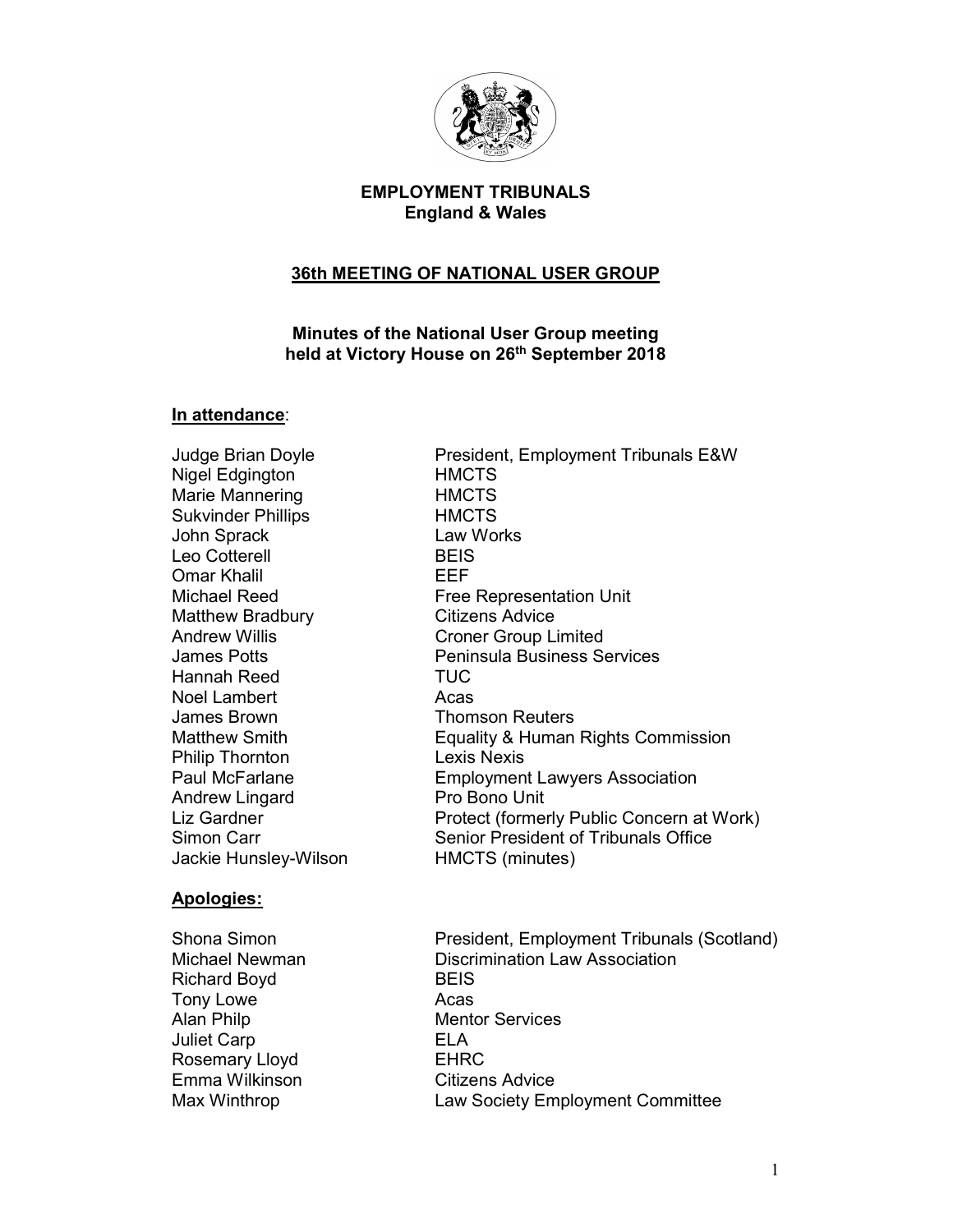**EMPLOYMENT TRIBUNALS**
**England & Wales**

**36th MEETING OF NATIONAL USER GROUP**

**Minutes of the National User Group meeting held at Victory House on 26th September 2018**

**In attendance**:

| | |
|---|---|
| Judge Brian Doyle | President, Employment Tribunals E&W |
| Nigel Edgington | HMCTS |
| Marie Mannering | HMCTS |
| Sukvinder Phillips | HMCTS |
| John Sprack | Law Works |
| Leo Cotterell | BEIS |
| Omar Khalil | EEF |
| Michael Reed | Free Representation Unit |
| Matthew Bradbury | Citizens Advice |
| Andrew Willis | Croner Group Limited |
| James Potts | Peninsula Business Services |
| Hannah Reed | TUC |
| Noel Lambert | Acas |
| James Brown | Thomson Reuters |
| Matthew Smith | Equality & Human Rights Commission |
| Philip Thornton | Lexis Nexis |
| Paul McFarlane | Employment Lawyers Association |
| Andrew Lingard | Pro Bono Unit |
| Liz Gardner | Protect (formerly Public Concern at Work) |
| Simon Carr | Senior President of Tribunals Office |
| Jackie Hunsley-Wilson | HMCTS (minutes) |

**Apologies:**

| | |
|---|---|
| Shona Simon | President, Employment Tribunals (Scotland) |
| Michael Newman | Discrimination Law Association |
| Richard Boyd | BEIS |
| Tony Lowe | Acas |
| Alan Philp | Mentor Services |
| Juliet Carp | ELA |
| Rosemary Lloyd | EHRC |
| Emma Wilkinson | Citizens Advice |
| Max Winthrop | Law Society Employment Committee |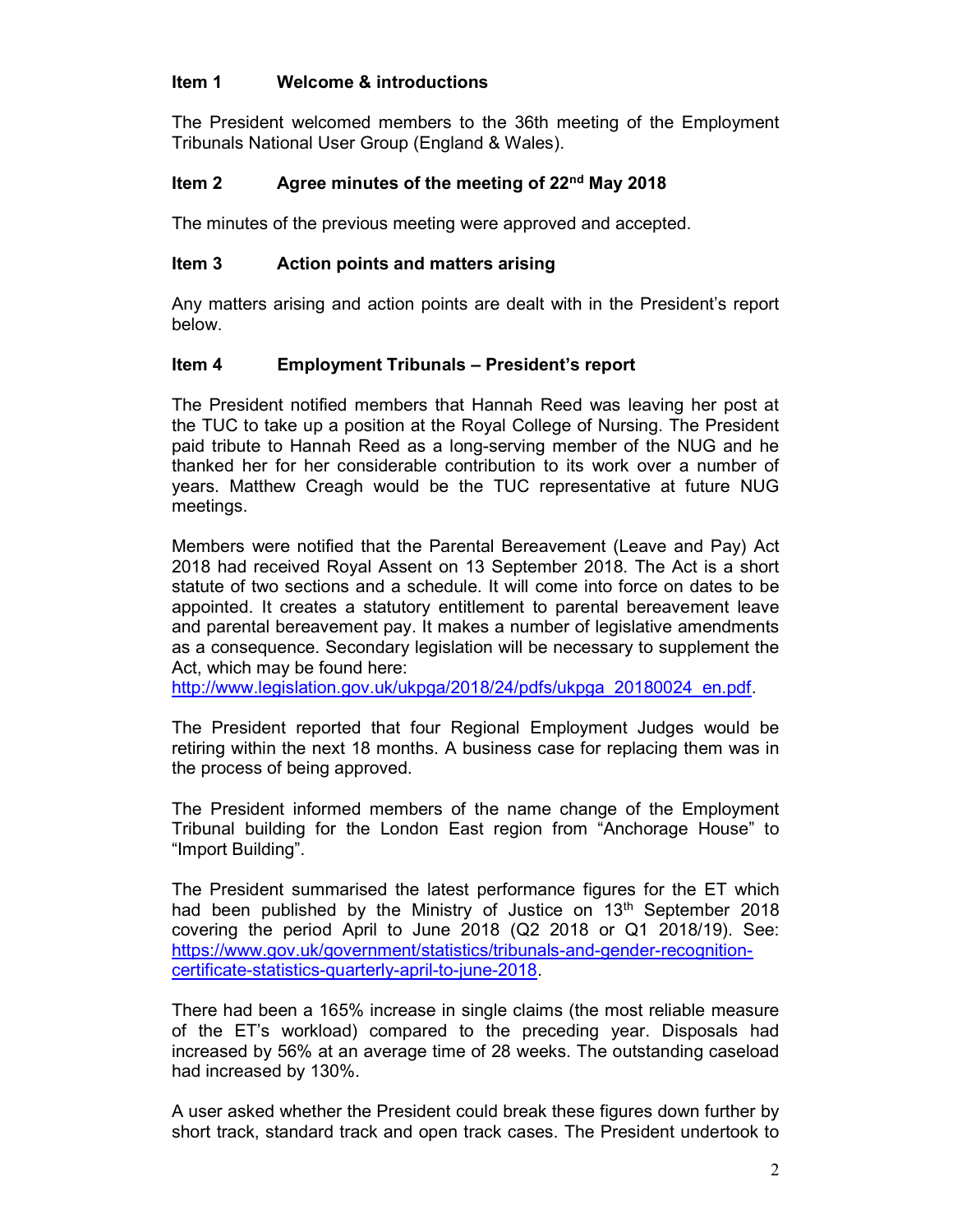## Item 1 Welcome & introductions

The President welcomed members to the 36th meeting of the Employment Tribunals National User Group (England & Wales).

## Item 2 Agree minutes of the meeting of 22nd May 2018

The minutes of the previous meeting were approved and accepted.

## Item 3 Action points and matters arising

Any matters arising and action points are dealt with in the President's report below.

## Item 4 Employment Tribunals – President's report

The President notified members that Hannah Reed was leaving her post at the TUC to take up a position at the Royal College of Nursing. The President paid tribute to Hannah Reed as a long-serving member of the NUG and he thanked her for her considerable contribution to its work over a number of years. Matthew Creagh would be the TUC representative at future NUG meetings.

Members were notified that the Parental Bereavement (Leave and Pay) Act 2018 had received Royal Assent on 13 September 2018. The Act is a short statute of two sections and a schedule. It will come into force on dates to be appointed. It creates a statutory entitlement to parental bereavement leave and parental bereavement pay. It makes a number of legislative amendments as a consequence. Secondary legislation will be necessary to supplement the Act, which may be found here: http://www.legislation.gov.uk/ukpga/2018/24/pdfs/ukpga_20180024_en.pdf.

The President reported that four Regional Employment Judges would be retiring within the next 18 months. A business case for replacing them was in the process of being approved.

The President informed members of the name change of the Employment Tribunal building for the London East region from "Anchorage House" to "Import Building".

The President summarised the latest performance figures for the ET which had been published by the Ministry of Justice on 13th September 2018 covering the period April to June 2018 (Q2 2018 or Q1 2018/19). See: https://www.gov.uk/government/statistics/tribunals-and-gender-recognition-certificate-statistics-quarterly-april-to-june-2018.

There had been a 165% increase in single claims (the most reliable measure of the ET's workload) compared to the preceding year. Disposals had increased by 56% at an average time of 28 weeks. The outstanding caseload had increased by 130%.

A user asked whether the President could break these figures down further by short track, standard track and open track cases. The President undertook to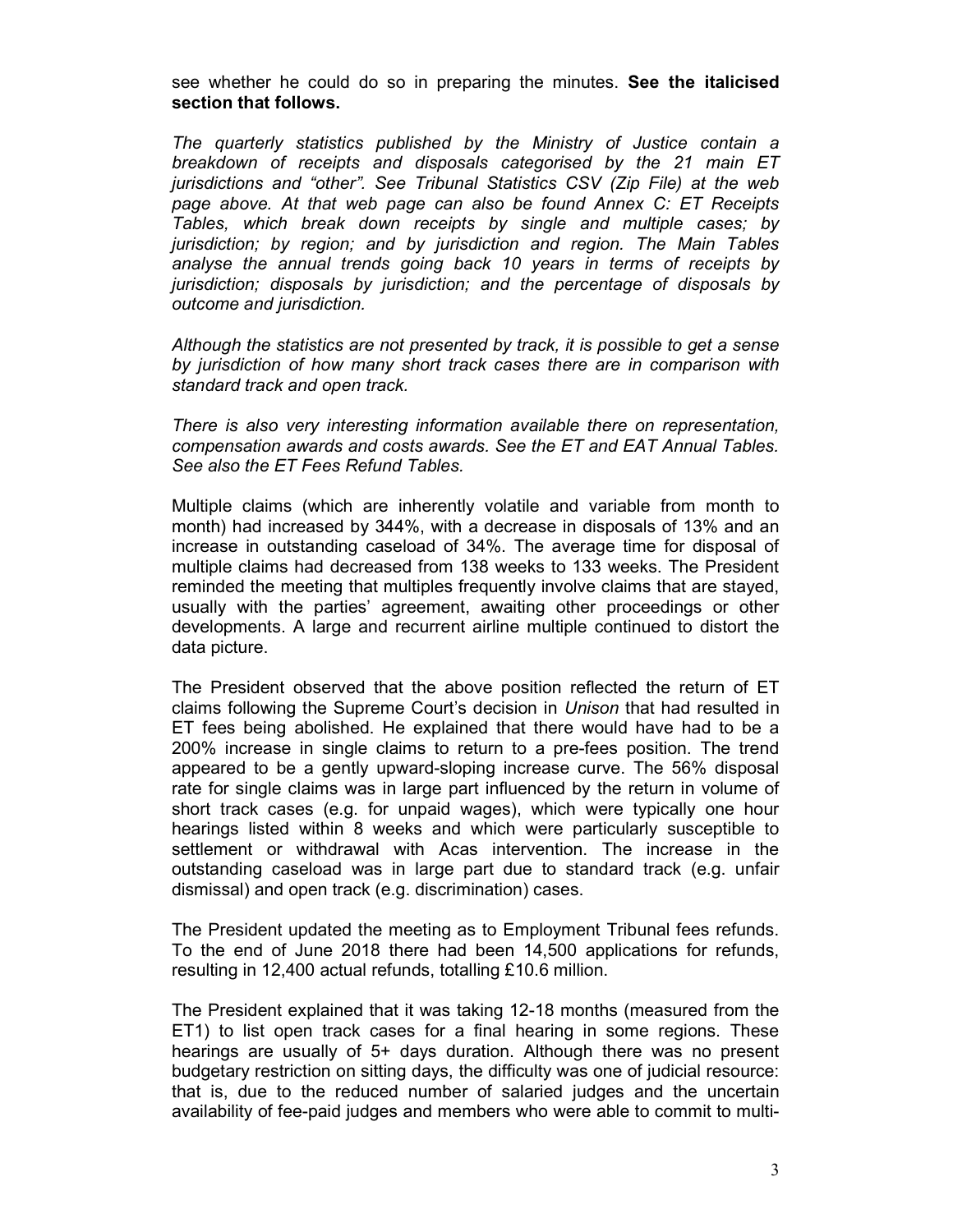see whether he could do so in preparing the minutes. **See the italicised section that follows.**

*The quarterly statistics published by the Ministry of Justice contain a breakdown of receipts and disposals categorised by the 21 main ET jurisdictions and "other". See Tribunal Statistics CSV (Zip File) at the web page above. At that web page can also be found Annex C: ET Receipts Tables, which break down receipts by single and multiple cases; by jurisdiction; by region; and by jurisdiction and region. The Main Tables analyse the annual trends going back 10 years in terms of receipts by jurisdiction; disposals by jurisdiction; and the percentage of disposals by outcome and jurisdiction.*

*Although the statistics are not presented by track, it is possible to get a sense by jurisdiction of how many short track cases there are in comparison with standard track and open track.*

*There is also very interesting information available there on representation, compensation awards and costs awards. See the ET and EAT Annual Tables. See also the ET Fees Refund Tables.*

Multiple claims (which are inherently volatile and variable from month to month) had increased by 344%, with a decrease in disposals of 13% and an increase in outstanding caseload of 34%. The average time for disposal of multiple claims had decreased from 138 weeks to 133 weeks. The President reminded the meeting that multiples frequently involve claims that are stayed, usually with the parties' agreement, awaiting other proceedings or other developments. A large and recurrent airline multiple continued to distort the data picture.

The President observed that the above position reflected the return of ET claims following the Supreme Court's decision in *Unison* that had resulted in ET fees being abolished. He explained that there would have had to be a 200% increase in single claims to return to a pre-fees position. The trend appeared to be a gently upward-sloping increase curve. The 56% disposal rate for single claims was in large part influenced by the return in volume of short track cases (e.g. for unpaid wages), which were typically one hour hearings listed within 8 weeks and which were particularly susceptible to settlement or withdrawal with Acas intervention. The increase in the outstanding caseload was in large part due to standard track (e.g. unfair dismissal) and open track (e.g. discrimination) cases.

The President updated the meeting as to Employment Tribunal fees refunds. To the end of June 2018 there had been 14,500 applications for refunds, resulting in 12,400 actual refunds, totalling £10.6 million.

The President explained that it was taking 12-18 months (measured from the ET1) to list open track cases for a final hearing in some regions. These hearings are usually of 5+ days duration. Although there was no present budgetary restriction on sitting days, the difficulty was one of judicial resource: that is, due to the reduced number of salaried judges and the uncertain availability of fee-paid judges and members who were able to commit to multi-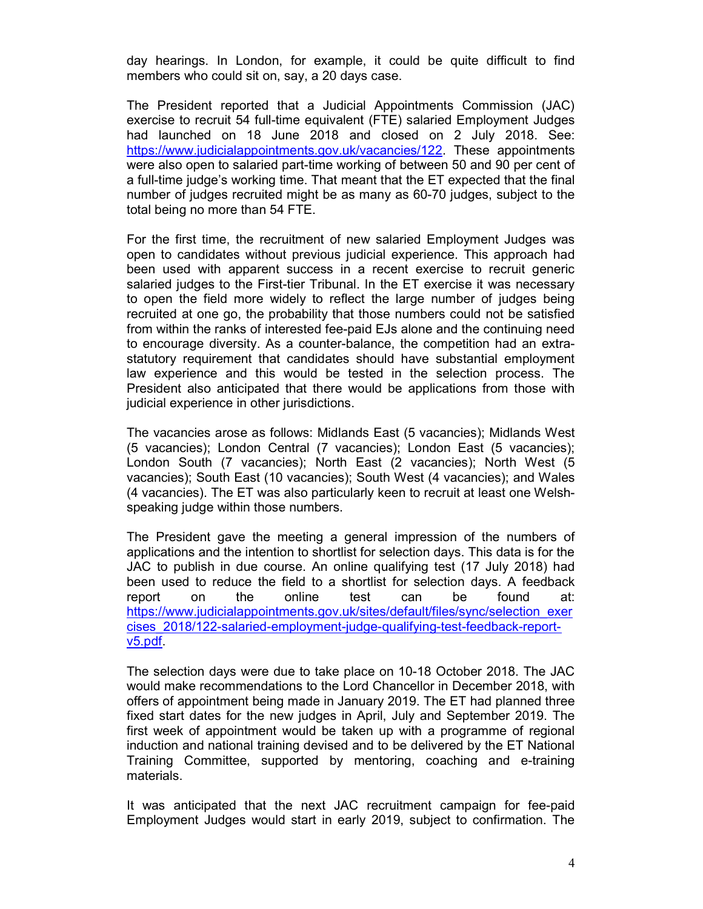day hearings. In London, for example, it could be quite difficult to find members who could sit on, say, a 20 days case.

The President reported that a Judicial Appointments Commission (JAC) exercise to recruit 54 full-time equivalent (FTE) salaried Employment Judges had launched on 18 June 2018 and closed on 2 July 2018. See: [https://www.judicialappointments.gov.uk/vacancies/122](https://www.judicialappointments.gov.uk/vacancies/122). These appointments were also open to salaried part-time working of between 50 and 90 per cent of a full-time judge's working time. That meant that the ET expected that the final number of judges recruited might be as many as 60-70 judges, subject to the total being no more than 54 FTE.

For the first time, the recruitment of new salaried Employment Judges was open to candidates without previous judicial experience. This approach had been used with apparent success in a recent exercise to recruit generic salaried judges to the First-tier Tribunal. In the ET exercise it was necessary to open the field more widely to reflect the large number of judges being recruited at one go, the probability that those numbers could not be satisfied from within the ranks of interested fee-paid EJs alone and the continuing need to encourage diversity. As a counter-balance, the competition had an extra-statutory requirement that candidates should have substantial employment law experience and this would be tested in the selection process. The President also anticipated that there would be applications from those with judicial experience in other jurisdictions.

The vacancies arose as follows: Midlands East (5 vacancies); Midlands West (5 vacancies); London Central (7 vacancies); London East (5 vacancies); London South (7 vacancies); North East (2 vacancies); North West (5 vacancies); South East (10 vacancies); South West (4 vacancies); and Wales (4 vacancies). The ET was also particularly keen to recruit at least one Welsh-speaking judge within those numbers.

The President gave the meeting a general impression of the numbers of applications and the intention to shortlist for selection days. This data is for the JAC to publish in due course. An online qualifying test (17 July 2018) had been used to reduce the field to a shortlist for selection days. A feedback report on the online test can be found at: [https://www.judicialappointments.gov.uk/sites/default/files/sync/selection_exercises_2018/122-salaried-employment-judge-qualifying-test-feedback-report-v5.pdf](https://www.judicialappointments.gov.uk/sites/default/files/sync/selection_exercises_2018/122-salaried-employment-judge-qualifying-test-feedback-report-v5.pdf).

The selection days were due to take place on 10-18 October 2018. The JAC would make recommendations to the Lord Chancellor in December 2018, with offers of appointment being made in January 2019. The ET had planned three fixed start dates for the new judges in April, July and September 2019. The first week of appointment would be taken up with a programme of regional induction and national training devised and to be delivered by the ET National Training Committee, supported by mentoring, coaching and e-training materials.

It was anticipated that the next JAC recruitment campaign for fee-paid Employment Judges would start in early 2019, subject to confirmation. The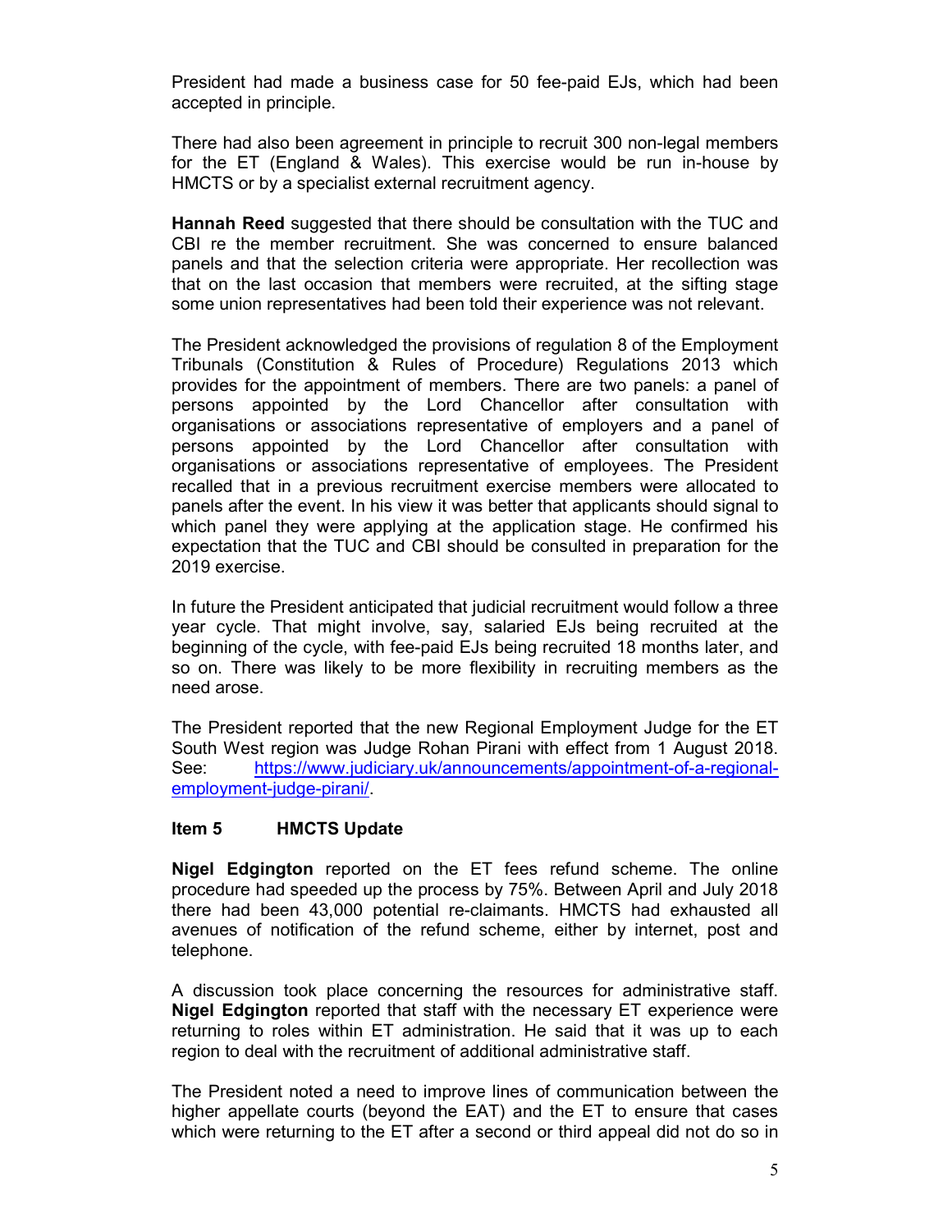President had made a business case for 50 fee-paid EJs, which had been accepted in principle.

There had also been agreement in principle to recruit 300 non-legal members for the ET (England & Wales). This exercise would be run in-house by HMCTS or by a specialist external recruitment agency.

**Hannah Reed** suggested that there should be consultation with the TUC and CBI re the member recruitment. She was concerned to ensure balanced panels and that the selection criteria were appropriate. Her recollection was that on the last occasion that members were recruited, at the sifting stage some union representatives had been told their experience was not relevant.

The President acknowledged the provisions of regulation 8 of the Employment Tribunals (Constitution & Rules of Procedure) Regulations 2013 which provides for the appointment of members. There are two panels: a panel of persons appointed by the Lord Chancellor after consultation with organisations or associations representative of employers and a panel of persons appointed by the Lord Chancellor after consultation with organisations or associations representative of employees. The President recalled that in a previous recruitment exercise members were allocated to panels after the event. In his view it was better that applicants should signal to which panel they were applying at the application stage. He confirmed his expectation that the TUC and CBI should be consulted in preparation for the 2019 exercise.

In future the President anticipated that judicial recruitment would follow a three year cycle. That might involve, say, salaried EJs being recruited at the beginning of the cycle, with fee-paid EJs being recruited 18 months later, and so on. There was likely to be more flexibility in recruiting members as the need arose.

The President reported that the new Regional Employment Judge for the ET South West region was Judge Rohan Pirani with effect from 1 August 2018. See: [https://www.judiciary.uk/announcements/appointment-of-a-regional-employment-judge-pirani/](https://www.judiciary.uk/announcements/appointment-of-a-regional-employment-judge-pirani/).

### Item 5 HMCTS Update

**Nigel Edgington** reported on the ET fees refund scheme. The online procedure had speeded up the process by 75%. Between April and July 2018 there had been 43,000 potential re-claimants. HMCTS had exhausted all avenues of notification of the refund scheme, either by internet, post and telephone.

A discussion took place concerning the resources for administrative staff. **Nigel Edgington** reported that staff with the necessary ET experience were returning to roles within ET administration. He said that it was up to each region to deal with the recruitment of additional administrative staff.

The President noted a need to improve lines of communication between the higher appellate courts (beyond the EAT) and the ET to ensure that cases which were returning to the ET after a second or third appeal did not do so in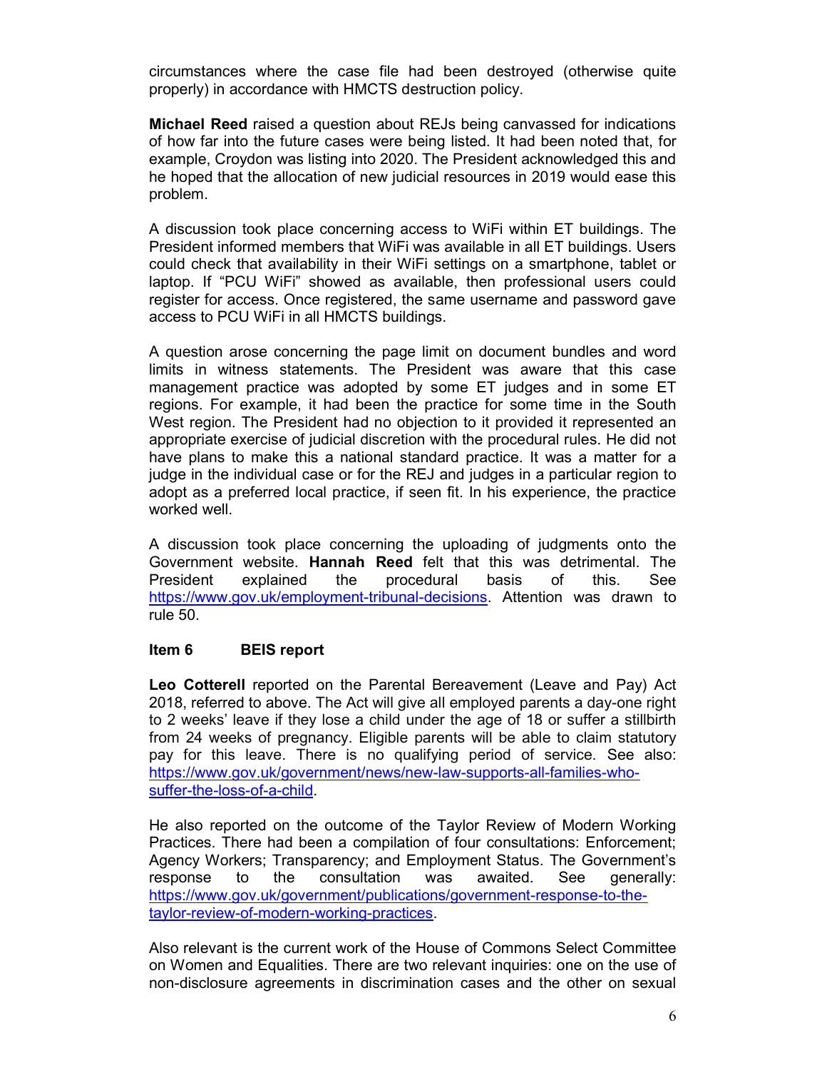circumstances where the case file had been destroyed (otherwise quite properly) in accordance with HMCTS destruction policy.

**Michael Reed** raised a question about REJs being canvassed for indications of how far into the future cases were being listed. It had been noted that, for example, Croydon was listing into 2020. The President acknowledged this and he hoped that the allocation of new judicial resources in 2019 would ease this problem.

A discussion took place concerning access to WiFi within ET buildings. The President informed members that WiFi was available in all ET buildings. Users could check that availability in their WiFi settings on a smartphone, tablet or laptop. If "PCU WiFi" showed as available, then professional users could register for access. Once registered, the same username and password gave access to PCU WiFi in all HMCTS buildings.

A question arose concerning the page limit on document bundles and word limits in witness statements. The President was aware that this case management practice was adopted by some ET judges and in some ET regions. For example, it had been the practice for some time in the South West region. The President had no objection to it provided it represented an appropriate exercise of judicial discretion with the procedural rules. He did not have plans to make this a national standard practice. It was a matter for a judge in the individual case or for the REJ and judges in a particular region to adopt as a preferred local practice, if seen fit. In his experience, the practice worked well.

A discussion took place concerning the uploading of judgments onto the Government website. **Hannah Reed** felt that this was detrimental. The President explained the procedural basis of this. See https://www.gov.uk/employment-tribunal-decisions. Attention was drawn to rule 50.

### Item 6 BEIS report

**Leo Cotterell** reported on the Parental Bereavement (Leave and Pay) Act 2018, referred to above. The Act will give all employed parents a day-one right to 2 weeks' leave if they lose a child under the age of 18 or suffer a stillbirth from 24 weeks of pregnancy. Eligible parents will be able to claim statutory pay for this leave. There is no qualifying period of service. See also: https://www.gov.uk/government/news/new-law-supports-all-families-who-suffer-the-loss-of-a-child.

He also reported on the outcome of the Taylor Review of Modern Working Practices. There had been a compilation of four consultations: Enforcement; Agency Workers; Transparency; and Employment Status. The Government's response to the consultation was awaited. See generally: https://www.gov.uk/government/publications/government-response-to-the-taylor-review-of-modern-working-practices.

Also relevant is the current work of the House of Commons Select Committee on Women and Equalities. There are two relevant inquiries: one on the use of non-disclosure agreements in discrimination cases and the other on sexual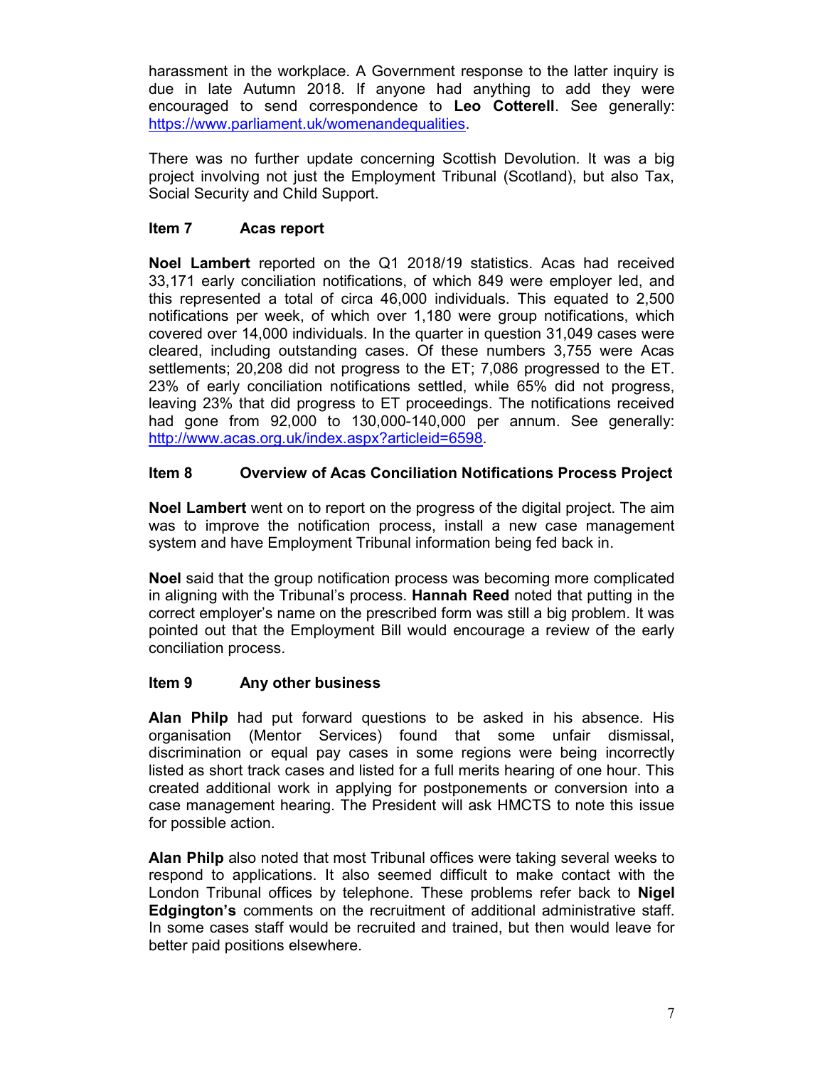harassment in the workplace. A Government response to the latter inquiry is due in late Autumn 2018. If anyone had anything to add they were encouraged to send correspondence to **Leo Cotterell**. See generally: https://www.parliament.uk/womenandequalities.

There was no further update concerning Scottish Devolution. It was a big project involving not just the Employment Tribunal (Scotland), but also Tax, Social Security and Child Support.

**Item 7 Acas report**

**Noel Lambert** reported on the Q1 2018/19 statistics. Acas had received 33,171 early conciliation notifications, of which 849 were employer led, and this represented a total of circa 46,000 individuals. This equated to 2,500 notifications per week, of which over 1,180 were group notifications, which covered over 14,000 individuals. In the quarter in question 31,049 cases were cleared, including outstanding cases. Of these numbers 3,755 were Acas settlements; 20,208 did not progress to the ET; 7,086 progressed to the ET. 23% of early conciliation notifications settled, while 65% did not progress, leaving 23% that did progress to ET proceedings. The notifications received had gone from 92,000 to 130,000-140,000 per annum. See generally: http://www.acas.org.uk/index.aspx?articleid=6598.

**Item 8 Overview of Acas Conciliation Notifications Process Project**

**Noel Lambert** went on to report on the progress of the digital project. The aim was to improve the notification process, install a new case management system and have Employment Tribunal information being fed back in.

**Noel** said that the group notification process was becoming more complicated in aligning with the Tribunal's process. **Hannah Reed** noted that putting in the correct employer's name on the prescribed form was still a big problem. It was pointed out that the Employment Bill would encourage a review of the early conciliation process.

**Item 9 Any other business**

**Alan Philp** had put forward questions to be asked in his absence. His organisation (Mentor Services) found that some unfair dismissal, discrimination or equal pay cases in some regions were being incorrectly listed as short track cases and listed for a full merits hearing of one hour. This created additional work in applying for postponements or conversion into a case management hearing. The President will ask HMCTS to note this issue for possible action.

**Alan Philp** also noted that most Tribunal offices were taking several weeks to respond to applications. It also seemed difficult to make contact with the London Tribunal offices by telephone. These problems refer back to **Nigel Edgington's** comments on the recruitment of additional administrative staff. In some cases staff would be recruited and trained, but then would leave for better paid positions elsewhere.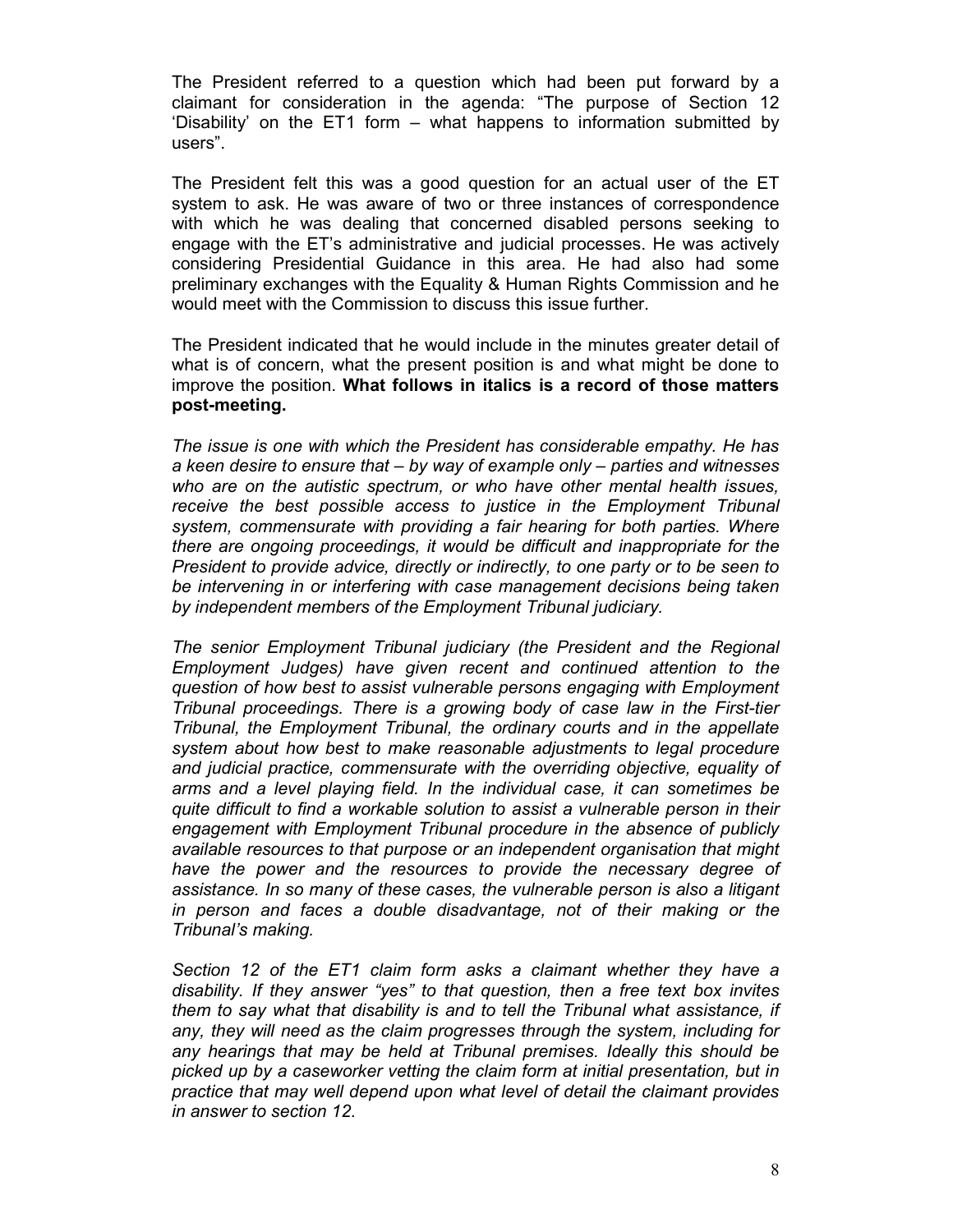The President referred to a question which had been put forward by a claimant for consideration in the agenda: "The purpose of Section 12 'Disability' on the ET1 form – what happens to information submitted by users".

The President felt this was a good question for an actual user of the ET system to ask. He was aware of two or three instances of correspondence with which he was dealing that concerned disabled persons seeking to engage with the ET's administrative and judicial processes. He was actively considering Presidential Guidance in this area. He had also had some preliminary exchanges with the Equality & Human Rights Commission and he would meet with the Commission to discuss this issue further.

The President indicated that he would include in the minutes greater detail of what is of concern, what the present position is and what might be done to improve the position. **What follows in italics is a record of those matters post-meeting.**

*The issue is one with which the President has considerable empathy. He has a keen desire to ensure that – by way of example only – parties and witnesses who are on the autistic spectrum, or who have other mental health issues, receive the best possible access to justice in the Employment Tribunal system, commensurate with providing a fair hearing for both parties. Where there are ongoing proceedings, it would be difficult and inappropriate for the President to provide advice, directly or indirectly, to one party or to be seen to be intervening in or interfering with case management decisions being taken by independent members of the Employment Tribunal judiciary.*

*The senior Employment Tribunal judiciary (the President and the Regional Employment Judges) have given recent and continued attention to the question of how best to assist vulnerable persons engaging with Employment Tribunal proceedings. There is a growing body of case law in the First-tier Tribunal, the Employment Tribunal, the ordinary courts and in the appellate system about how best to make reasonable adjustments to legal procedure and judicial practice, commensurate with the overriding objective, equality of arms and a level playing field. In the individual case, it can sometimes be quite difficult to find a workable solution to assist a vulnerable person in their engagement with Employment Tribunal procedure in the absence of publicly available resources to that purpose or an independent organisation that might have the power and the resources to provide the necessary degree of assistance. In so many of these cases, the vulnerable person is also a litigant in person and faces a double disadvantage, not of their making or the Tribunal's making.*

*Section 12 of the ET1 claim form asks a claimant whether they have a disability. If they answer "yes" to that question, then a free text box invites them to say what that disability is and to tell the Tribunal what assistance, if any, they will need as the claim progresses through the system, including for any hearings that may be held at Tribunal premises. Ideally this should be picked up by a caseworker vetting the claim form at initial presentation, but in practice that may well depend upon what level of detail the claimant provides in answer to section 12.*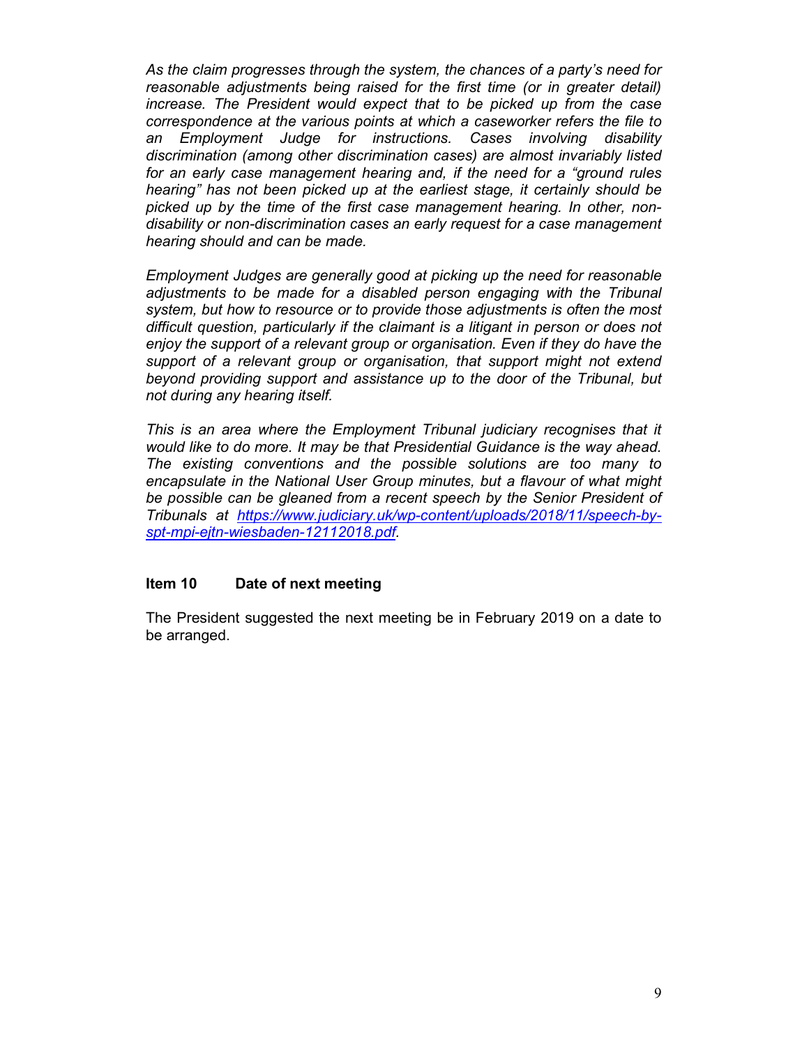*As the claim progresses through the system, the chances of a party's need for reasonable adjustments being raised for the first time (or in greater detail) increase. The President would expect that to be picked up from the case correspondence at the various points at which a caseworker refers the file to an Employment Judge for instructions. Cases involving disability discrimination (among other discrimination cases) are almost invariably listed for an early case management hearing and, if the need for a "ground rules hearing" has not been picked up at the earliest stage, it certainly should be picked up by the time of the first case management hearing. In other, non-disability or non-discrimination cases an early request for a case management hearing should and can be made.*

*Employment Judges are generally good at picking up the need for reasonable adjustments to be made for a disabled person engaging with the Tribunal system, but how to resource or to provide those adjustments is often the most difficult question, particularly if the claimant is a litigant in person or does not enjoy the support of a relevant group or organisation. Even if they do have the support of a relevant group or organisation, that support might not extend beyond providing support and assistance up to the door of the Tribunal, but not during any hearing itself.*

*This is an area where the Employment Tribunal judiciary recognises that it would like to do more. It may be that Presidential Guidance is the way ahead. The existing conventions and the possible solutions are too many to encapsulate in the National User Group minutes, but a flavour of what might be possible can be gleaned from a recent speech by the Senior President of Tribunals at [https://www.judiciary.uk/wp-content/uploads/2018/11/speech-by-spt-mpi-ejtn-wiesbaden-12112018.pdf](https://www.judiciary.uk/wp-content/uploads/2018/11/speech-by-spt-mpi-ejtn-wiesbaden-12112018.pdf).*

**Item 10 Date of next meeting**

The President suggested the next meeting be in February 2019 on a date to be arranged.